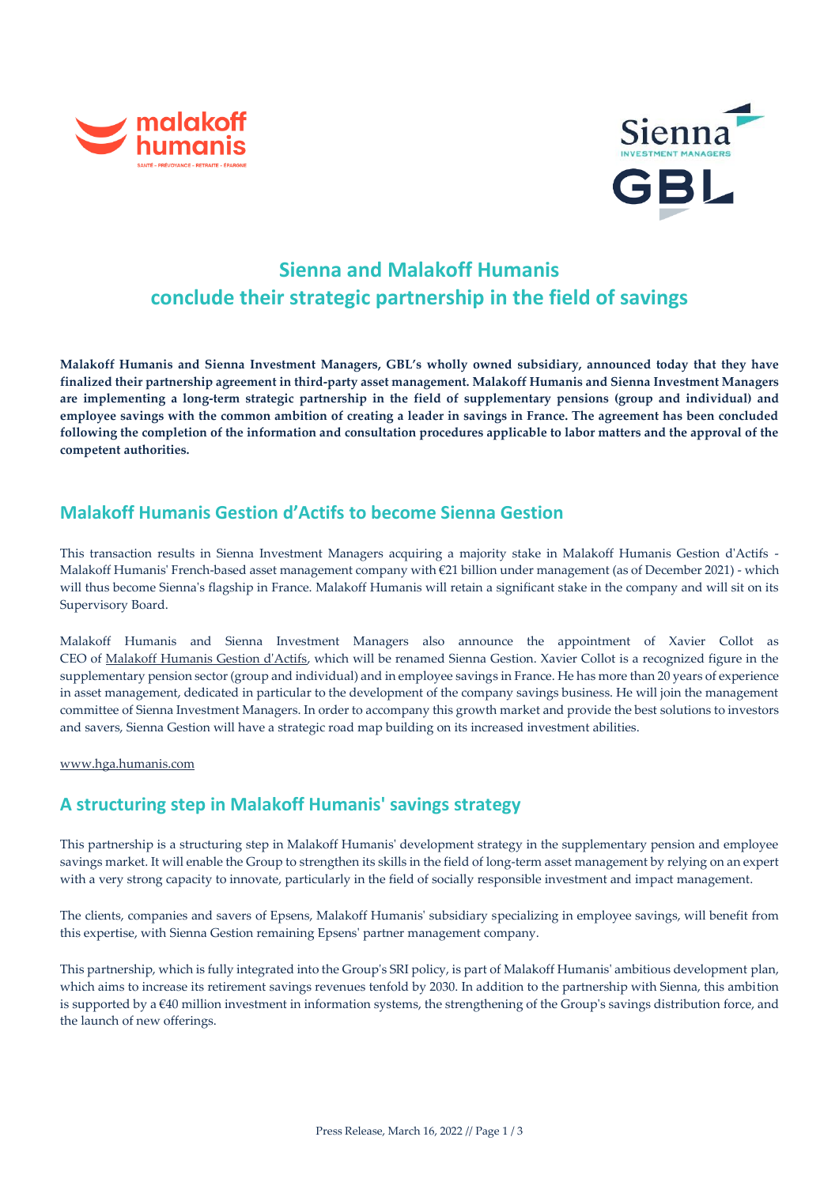# Sienna and Malakoff Humanis conclude their strategic partnership in the field of savings

**Malakoff Humanis and Sienna Investment Managers, GBL's wholly owned subsidiary, announced today that they have finalized their partnership agreement in third-party asset management. Malakoff Humanis and Sienna Investment Managers are implementing a long-term strategic partnership in the field of supplementary pensions (group and individual) and employee savings with the common ambition of creating a leader in savings in France. The agreement has been concluded following the completion of the information and consultation procedures applicable to labor matters and the approval of the competent authorities.**

## Malakoff Humanis Gestion d'Actifs to become Sienna Gestion

This transaction results in Sienna Investment Managers acquiring a majority stake in Malakoff Humanis Gestion d'Actifs - Malakoff Humanis' French-based asset management company with €21 billion under management (as of December 2021) - which will thus become Sienna's flagship in France. Malakoff Humanis will retain a significant stake in the company and will sit on its Supervisory Board.

Malakoff Humanis and Sienna Investment Managers also announce the appointment of Xavier Collot as CEO of Malakoff Humanis Gestion d'Actifs, which will be renamed Sienna Gestion. Xavier Collot is a recognized figure in the supplementary pension sector (group and individual) and in employee savings in France. He has more than 20 years of experience in asset management, dedicated in particular to the development of the company savings business. He will join the management committee of Sienna Investment Managers. In order to accompany this growth market and provide the best solutions to investors and savers, Sienna Gestion will have a strategic road map building on its increased investment abilities.

www.hga.humanis.com

## A structuring step in Malakoff Humanis' savings strategy

This partnership is a structuring step in Malakoff Humanis' development strategy in the supplementary pension and employee savings market. It will enable the Group to strengthen its skills in the field of long-term asset management by relying on an expert with a very strong capacity to innovate, particularly in the field of socially responsible investment and impact management.

The clients, companies and savers of Epsens, Malakoff Humanis' subsidiary specializing in employee savings, will benefit from this expertise, with Sienna Gestion remaining Epsens' partner management company.

This partnership, which is fully integrated into the Group's SRI policy, is part of Malakoff Humanis' ambitious development plan, which aims to increase its retirement savings revenues tenfold by 2030. In addition to the partnership with Sienna, this ambition is supported by a €40 million investment in information systems, the strengthening of the Group's savings distribution force, and the launch of new offerings.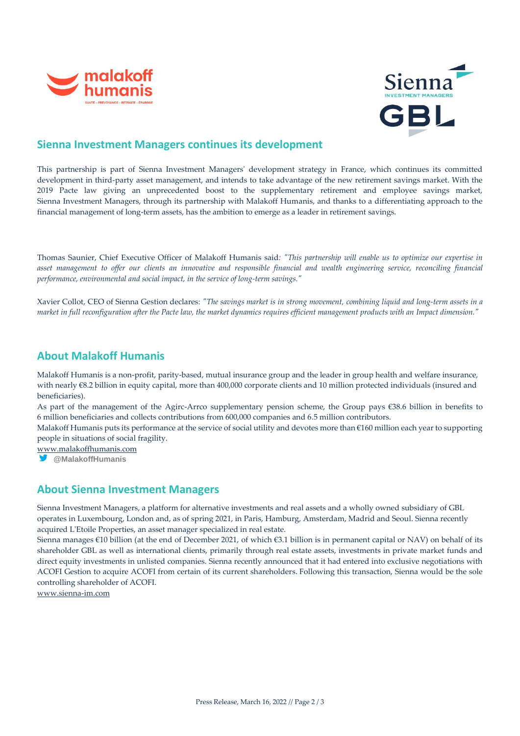## Sienna Investment Managers continues its development

This partnership is part of Sienna Investment Managers' development strategy in France, which continues its committed development in third-party asset management, and intends to take advantage of the new retirement savings market. With the 2019 Pacte law giving an unprecedented boost to the supplementary retirement and employee savings market, Sienna Investment Managers, through its partnership with Malakoff Humanis, and thanks to a differentiating approach to the financial management of long-term assets, has the ambition to emerge as a leader in retirement savings.

Thomas Saunier, Chief Executive Officer of Malakoff Humanis said: *"This partnership will enable us to optimize our expertise in asset management to offer our clients an innovative and responsible financial and wealth engineering service, reconciling financial performance, environmental and social impact, in the service of long-term savings."*

Xavier Collot, CEO of Sienna Gestion declares: *"The savings market is in strong movement, combining liquid and long-term assets in a market in full reconfiguration after the Pacte law, the market dynamics requires efficient management products with an Impact dimension."*

## About Malakoff Humanis

Malakoff Humanis is a non-profit, parity-based, mutual insurance group and the leader in group health and welfare insurance, with nearly €8.2 billion in equity capital, more than 400,000 corporate clients and 10 million protected individuals (insured and beneficiaries).

As part of the management of the Agirc-Arrco supplementary pension scheme, the Group pays €38.6 billion in benefits to 6 million beneficiaries and collects contributions from 600,000 companies and 6.5 million contributors.

Malakoff Humanis puts its performance at the service of social utility and devotes more than €160 million each year to supporting people in situations of social fragility.

www.malakoffhumanis.com

@MalakoffHumanis

## About Sienna Investment Managers

Sienna Investment Managers, a platform for alternative investments and real assets and a wholly owned subsidiary of GBL operates in Luxembourg, London and, as of spring 2021, in Paris, Hamburg, Amsterdam, Madrid and Seoul. Sienna recently acquired L'Etoile Properties, an asset manager specialized in real estate.

Sienna manages €10 billion (at the end of December 2021, of which €3.1 billion is in permanent capital or NAV) on behalf of its shareholder GBL as well as international clients, primarily through real estate assets, investments in private market funds and direct equity investments in unlisted companies. Sienna recently announced that it had entered into exclusive negotiations with ACOFI Gestion to acquire ACOFI from certain of its current shareholders. Following this transaction, Sienna would be the sole controlling shareholder of ACOFI.

www.sienna-im.com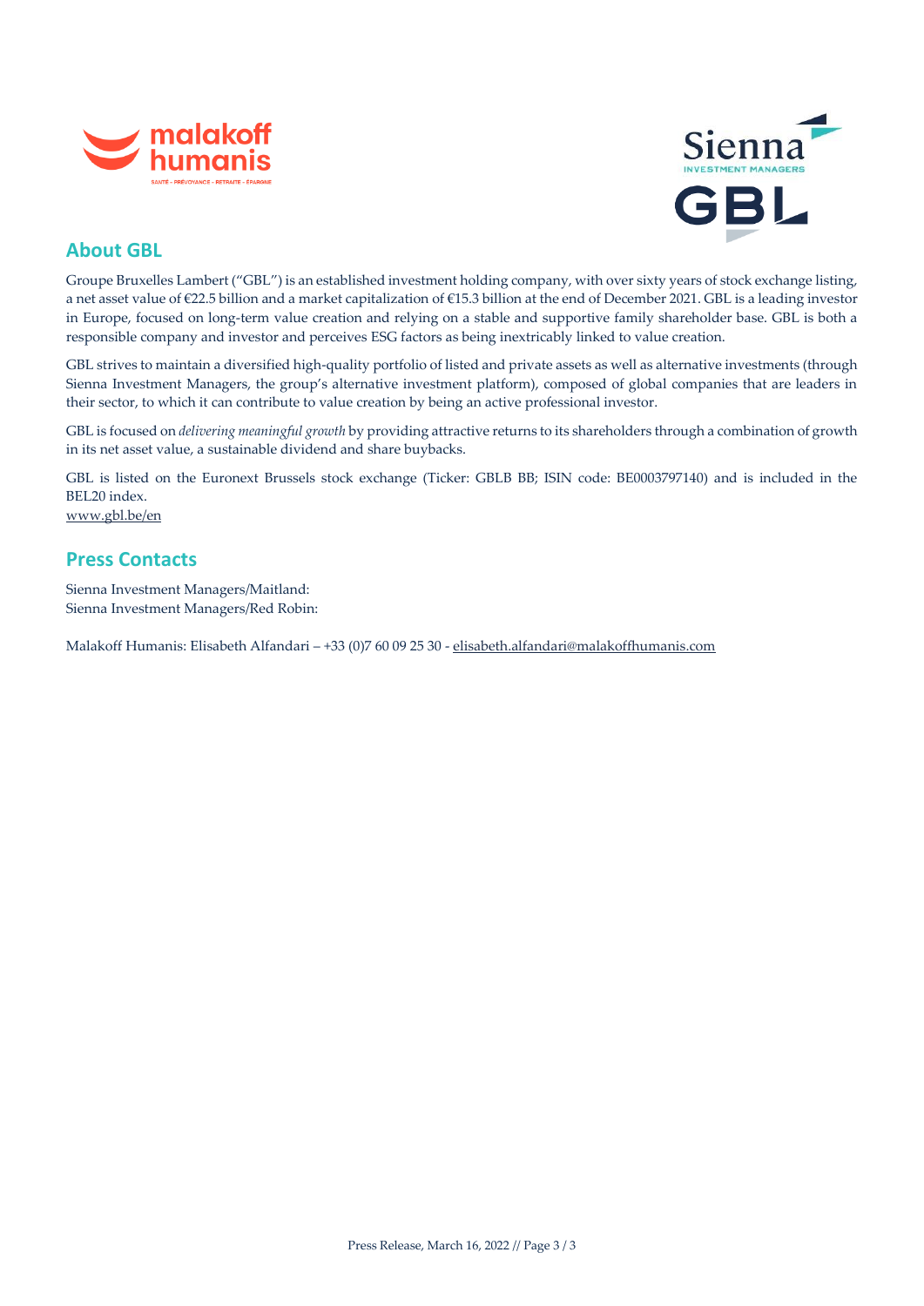## About GBL

Groupe Bruxelles Lambert ("GBL") is an established investment holding company, with over sixty years of stock exchange listing, a net asset value of €22.5 billion and a market capitalization of €15.3 billion at the end of December 2021. GBL is a leading investor in Europe, focused on long-term value creation and relying on a stable and supportive family shareholder base. GBL is both a responsible company and investor and perceives ESG factors as being inextricably linked to value creation.

GBL strives to maintain a diversified high-quality portfolio of listed and private assets as well as alternative investments (through Sienna Investment Managers, the group's alternative investment platform), composed of global companies that are leaders in their sector, to which it can contribute to value creation by being an active professional investor.

GBL is focused on *delivering meaningful growth* by providing attractive returns to its shareholders through a combination of growth in its net asset value, a sustainable dividend and share buybacks.

GBL is listed on the Euronext Brussels stock exchange (Ticker: GBLB BB; ISIN code: BE0003797140) and is included in the BEL20 index.
www.gbl.be/en

## Press Contacts

Sienna Investment Managers/Maitland:
Sienna Investment Managers/Red Robin:

Malakoff Humanis: Elisabeth Alfandari – +33 (0)7 60 09 25 30 - elisabeth.alfandari@malakoffhumanis.com